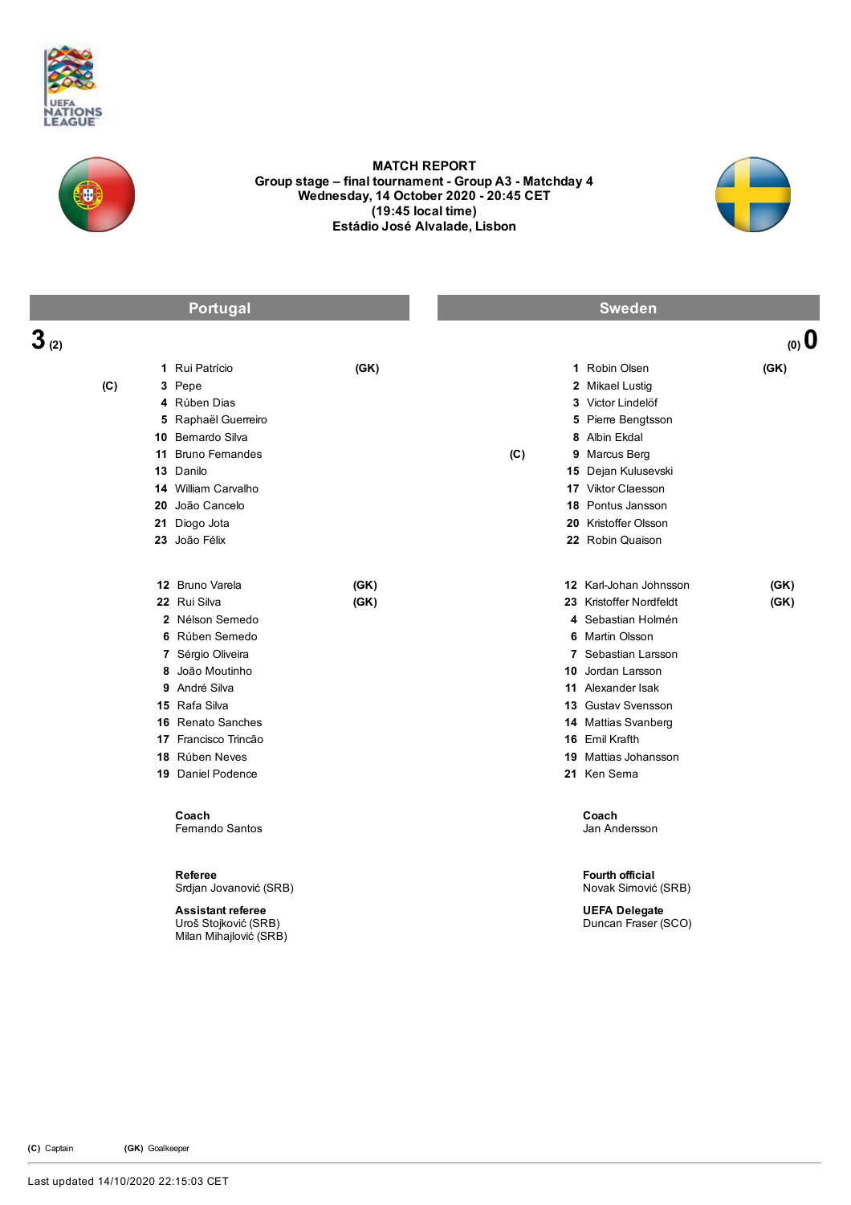UEFA NATIONS LEAGUE

# MATCH REPORT

**Group stage – final tournament - Group A3 - Matchday 4**
**Wednesday, 14 October 2020 - 20:45 CET**
**(19:45 local time)**
**Estádio José Alvalade, Lisbon**

## Portugal 3 (2) – (0) 0 Sweden

### Portugal

| | No. | Name | |
|---|---|---|---|
| | 1 | Rui Patrício | (GK) |
| (C) | 3 | Pepe | |
| | 4 | Rúben Dias | |
| | 5 | Raphaël Guerreiro | |
| | 10 | Bernardo Silva | |
| | 11 | Bruno Fernandes | |
| | 13 | Danilo | |
| | 14 | William Carvalho | |
| | 20 | João Cancelo | |
| | 21 | Diogo Jota | |
| | 23 | João Félix | |

**Substitutes**

| No. | Name | |
|---|---|---|
| 12 | Bruno Varela | (GK) |
| 22 | Rui Silva | (GK) |
| 2 | Nélson Semedo | |
| 6 | Rúben Semedo | |
| 7 | Sérgio Oliveira | |
| 8 | João Moutinho | |
| 9 | André Silva | |
| 15 | Rafa Silva | |
| 16 | Renato Sanches | |
| 17 | Francisco Trincão | |
| 18 | Rúben Neves | |
| 19 | Daniel Podence | |

**Coach**
Fernando Santos

### Sweden

| | No. | Name | |
|---|---|---|---|
| | 1 | Robin Olsen | (GK) |
| | 2 | Mikael Lustig | |
| | 3 | Victor Lindelöf | |
| | 5 | Pierre Bengtsson | |
| | 8 | Albin Ekdal | |
| (C) | 9 | Marcus Berg | |
| | 15 | Dejan Kulusevski | |
| | 17 | Viktor Claesson | |
| | 18 | Pontus Jansson | |
| | 20 | Kristoffer Olsson | |
| | 22 | Robin Quaison | |

**Substitutes**

| No. | Name | |
|---|---|---|
| 12 | Karl-Johan Johnsson | (GK) |
| 23 | Kristoffer Nordfeldt | (GK) |
| 4 | Sebastian Holmén | |
| 6 | Martin Olsson | |
| 7 | Sebastian Larsson | |
| 10 | Jordan Larsson | |
| 11 | Alexander Isak | |
| 13 | Gustav Svensson | |
| 14 | Mattias Svanberg | |
| 16 | Emil Krafth | |
| 19 | Mattias Johansson | |
| 21 | Ken Sema | |

**Coach**
Jan Andersson

**Referee**
Srdjan Jovanović (SRB)

**Assistant referee**
Uroš Stojković (SRB)
Milan Mihajlović (SRB)

**Fourth official**
Novak Simović (SRB)

**UEFA Delegate**
Duncan Fraser (SCO)

**(C)** Captain **(GK)** Goalkeeper

Last updated 14/10/2020 22:15:03 CET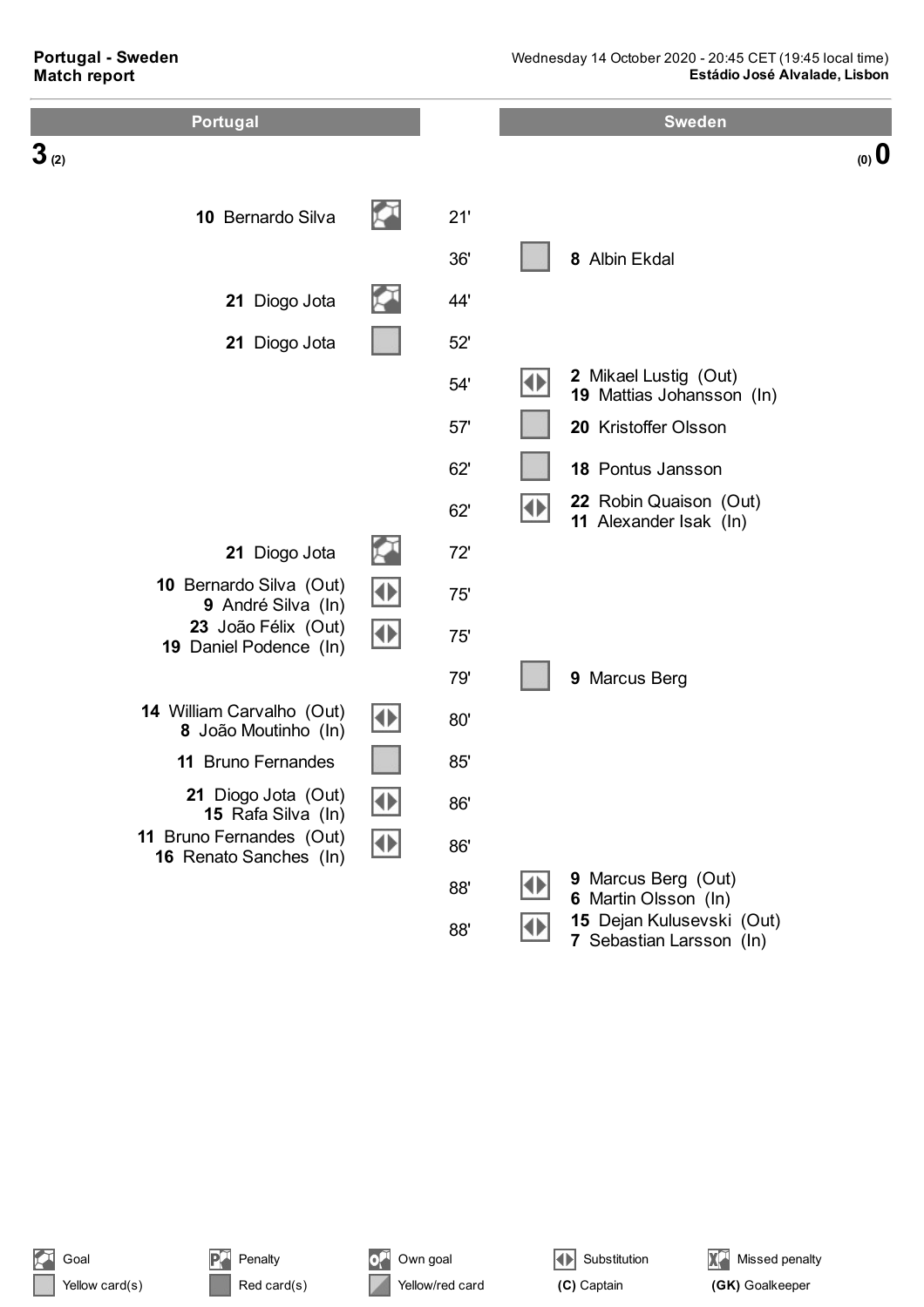**Portugal - Sweden**
**Match report**

Wednesday 14 October 2020 - 20:45 CET (19:45 local time)
**Estádio José Alvalade, Lisbon**

| Portugal | | Min | | Sweden |
|---|---|---|---|---|
| **3** (2) | | | | (0) **0** |
| **10** Bernardo Silva | Goal | 21' | | |
| | | 36' | Yellow card(s) | **8** Albin Ekdal |
| **21** Diogo Jota | Goal | 44' | | |
| **21** Diogo Jota | Yellow card(s) | 52' | | |
| | | 54' | Substitution | **2** Mikael Lustig (Out)<br>**19** Mattias Johansson (In) |
| | | 57' | Yellow card(s) | **20** Kristoffer Olsson |
| | | 62' | Yellow card(s) | **18** Pontus Jansson |
| | | 62' | Substitution | **22** Robin Quaison (Out)<br>**11** Alexander Isak (In) |
| **21** Diogo Jota | Goal | 72' | | |
| **10** Bernardo Silva (Out)<br>**9** André Silva (In) | Substitution | 75' | | |
| **23** João Félix (Out)<br>**19** Daniel Podence (In) | Substitution | 75' | | |
| | | 79' | Yellow card(s) | **9** Marcus Berg |
| **14** William Carvalho (Out)<br>**8** João Moutinho (In) | Substitution | 80' | | |
| **11** Bruno Fernandes | Yellow card(s) | 85' | | |
| **21** Diogo Jota (Out)<br>**15** Rafa Silva (In) | Substitution | 86' | | |
| **11** Bruno Fernandes (Out)<br>**16** Renato Sanches (In) | Substitution | 86' | | |
| | | 88' | Substitution | **9** Marcus Berg (Out)<br>**6** Martin Olsson (In) |
| | | 88' | Substitution | **15** Dejan Kulusevski (Out)<br>**7** Sebastian Larsson (In) |

Goal | Penalty | Own goal | Substitution | Missed penalty
Yellow card(s) | Red card(s) | Yellow/red card | **(C)** Captain | **(GK)** Goalkeeper